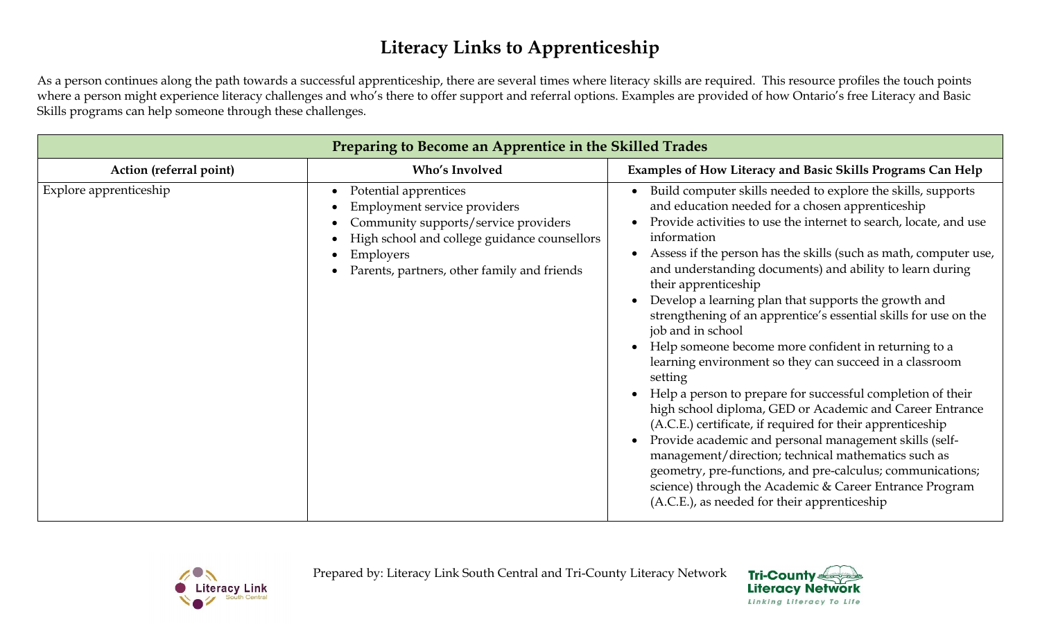# Literacy Links to Apprenticeship

As a person continues along the path towards a successful apprenticeship, there are several times where literacy skills are required. This resource profiles the touch points where a person might experience literacy challenges and who's there to offer support and referral options. Examples are provided of how Ontario's free Literacy and Basic Skills programs can help someone through these challenges.

| Preparing to Become an Apprentice in the Skilled Trades | | |
|---|---|---|
| **Action (referral point)** | **Who's Involved** | **Examples of How Literacy and Basic Skills Programs Can Help** |
| Explore apprenticeship | • Potential apprentices<br>• Employment service providers<br>• Community supports/service providers<br>• High school and college guidance counsellors<br>• Employers<br>• Parents, partners, other family and friends | • Build computer skills needed to explore the skills, supports and education needed for a chosen apprenticeship<br>• Provide activities to use the internet to search, locate, and use information<br>• Assess if the person has the skills (such as math, computer use, and understanding documents) and ability to learn during their apprenticeship<br>• Develop a learning plan that supports the growth and strengthening of an apprentice's essential skills for use on the job and in school<br>• Help someone become more confident in returning to a learning environment so they can succeed in a classroom setting<br>• Help a person to prepare for successful completion of their high school diploma, GED or Academic and Career Entrance (A.C.E.) certificate, if required for their apprenticeship<br>• Provide academic and personal management skills (self-management/direction; technical mathematics such as geometry, pre-functions, and pre-calculus; communications; science) through the Academic & Career Entrance Program (A.C.E.), as needed for their apprenticeship |

Prepared by: Literacy Link South Central and Tri-County Literacy Network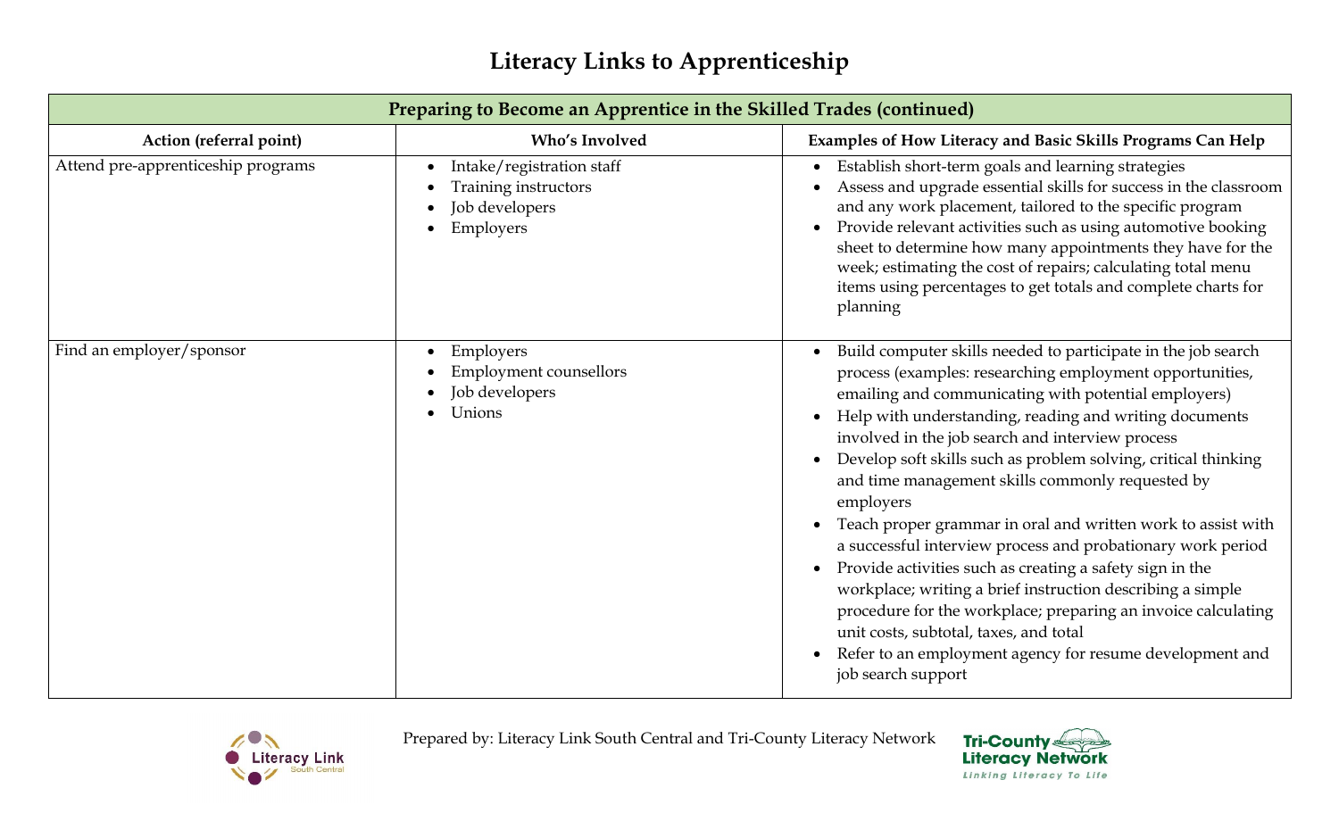# Literacy Links to Apprenticeship

| Preparing to Become an Apprentice in the Skilled Trades (continued) | | |
|---|---|---|
| **Action (referral point)** | **Who's Involved** | **Examples of How Literacy and Basic Skills Programs Can Help** |
| Attend pre-apprenticeship programs | • Intake/registration staff<br>• Training instructors<br>• Job developers<br>• Employers | • Establish short-term goals and learning strategies<br>• Assess and upgrade essential skills for success in the classroom and any work placement, tailored to the specific program<br>• Provide relevant activities such as using automotive booking sheet to determine how many appointments they have for the week; estimating the cost of repairs; calculating total menu items using percentages to get totals and complete charts for planning |
| Find an employer/sponsor | • Employers<br>• Employment counsellors<br>• Job developers<br>• Unions | • Build computer skills needed to participate in the job search process (examples: researching employment opportunities, emailing and communicating with potential employers)<br>• Help with understanding, reading and writing documents involved in the job search and interview process<br>• Develop soft skills such as problem solving, critical thinking and time management skills commonly requested by employers<br>• Teach proper grammar in oral and written work to assist with a successful interview process and probationary work period<br>• Provide activities such as creating a safety sign in the workplace; writing a brief instruction describing a simple procedure for the workplace; preparing an invoice calculating unit costs, subtotal, taxes, and total<br>• Refer to an employment agency for resume development and job search support |

Prepared by: Literacy Link South Central and Tri-County Literacy Network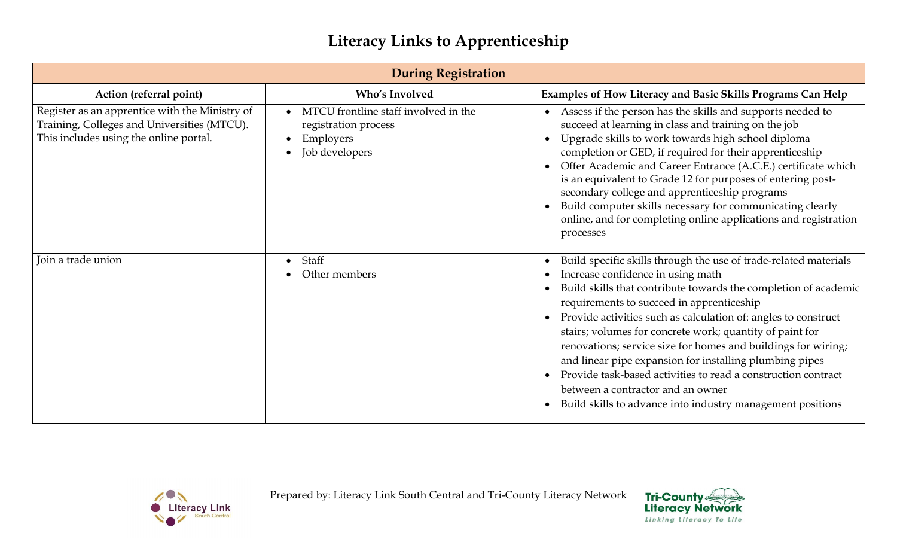# Literacy Links to Apprenticeship

| During Registration | | |
|---|---|---|
| **Action (referral point)** | **Who's Involved** | **Examples of How Literacy and Basic Skills Programs Can Help** |
| Register as an apprentice with the Ministry of Training, Colleges and Universities (MTCU). This includes using the online portal. | • MTCU frontline staff involved in the registration process<br>• Employers<br>• Job developers | • Assess if the person has the skills and supports needed to succeed at learning in class and training on the job<br>• Upgrade skills to work towards high school diploma completion or GED, if required for their apprenticeship<br>• Offer Academic and Career Entrance (A.C.E.) certificate which is an equivalent to Grade 12 for purposes of entering post-secondary college and apprenticeship programs<br>• Build computer skills necessary for communicating clearly online, and for completing online applications and registration processes |
| Join a trade union | • Staff<br>• Other members | • Build specific skills through the use of trade-related materials<br>• Increase confidence in using math<br>• Build skills that contribute towards the completion of academic requirements to succeed in apprenticeship<br>• Provide activities such as calculation of: angles to construct stairs; volumes for concrete work; quantity of paint for renovations; service size for homes and buildings for wiring; and linear pipe expansion for installing plumbing pipes<br>• Provide task-based activities to read a construction contract between a contractor and an owner<br>• Build skills to advance into industry management positions |

Prepared by: Literacy Link South Central and Tri-County Literacy Network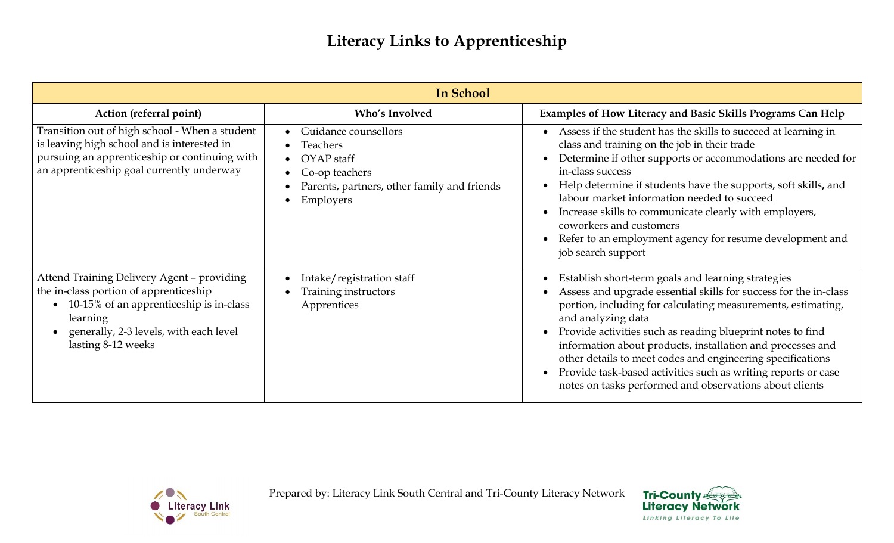# Literacy Links to Apprenticeship

| In School | | |
|---|---|---|
| **Action (referral point)** | **Who's Involved** | **Examples of How Literacy and Basic Skills Programs Can Help** |
| Transition out of high school - When a student is leaving high school and is interested in pursuing an apprenticeship or continuing with an apprenticeship goal currently underway | • Guidance counsellors<br>• Teachers<br>• OYAP staff<br>• Co-op teachers<br>• Parents, partners, other family and friends<br>• Employers | • Assess if the student has the skills to succeed at learning in class and training on the job in their trade<br>• Determine if other supports or accommodations are needed for in-class success<br>• Help determine if students have the supports, soft skills, and labour market information needed to succeed<br>• Increase skills to communicate clearly with employers, coworkers and customers<br>• Refer to an employment agency for resume development and job search support |
| Attend Training Delivery Agent – providing the in-class portion of apprenticeship<br>• 10-15% of an apprenticeship is in-class learning<br>• generally, 2-3 levels, with each level lasting 8-12 weeks | • Intake/registration staff<br>• Training instructors<br>Apprentices | • Establish short-term goals and learning strategies<br>• Assess and upgrade essential skills for success for the in-class portion, including for calculating measurements, estimating, and analyzing data<br>• Provide activities such as reading blueprint notes to find information about products, installation and processes and other details to meet codes and engineering specifications<br>• Provide task-based activities such as writing reports or case notes on tasks performed and observations about clients |

Prepared by: Literacy Link South Central and Tri-County Literacy Network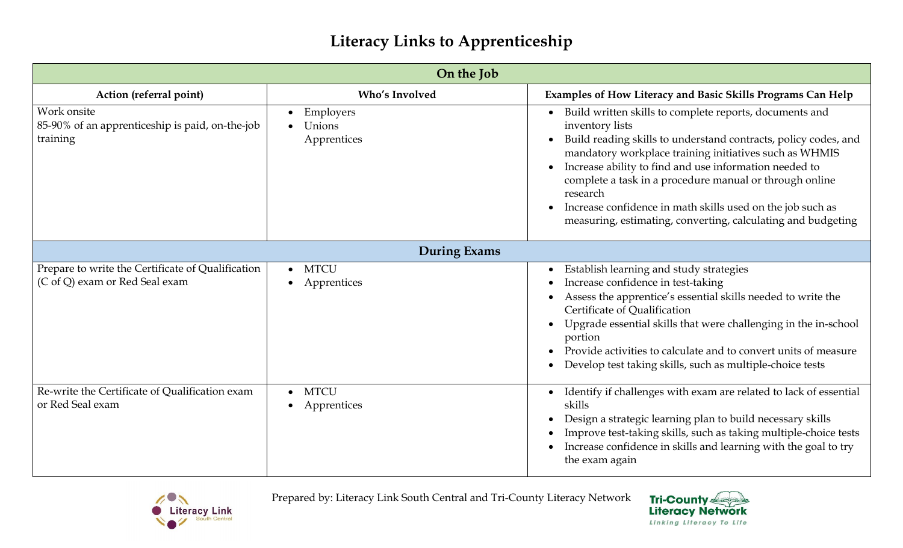# Literacy Links to Apprenticeship

| Action (referral point) | Who's Involved | Examples of How Literacy and Basic Skills Programs Can Help |
|---|---|---|
| **On the Job** | | |
| Work onsite<br>85-90% of an apprenticeship is paid, on-the-job training | • Employers<br>• Unions<br>Apprentices | • Build written skills to complete reports, documents and inventory lists<br>• Build reading skills to understand contracts, policy codes, and mandatory workplace training initiatives such as WHMIS<br>• Increase ability to find and use information needed to complete a task in a procedure manual or through online research<br>• Increase confidence in math skills used on the job such as measuring, estimating, converting, calculating and budgeting |
| **During Exams** | | |
| Prepare to write the Certificate of Qualification (C of Q) exam or Red Seal exam | • MTCU<br>• Apprentices | • Establish learning and study strategies<br>• Increase confidence in test-taking<br>• Assess the apprentice's essential skills needed to write the Certificate of Qualification<br>• Upgrade essential skills that were challenging in the in-school portion<br>• Provide activities to calculate and to convert units of measure<br>• Develop test taking skills, such as multiple-choice tests |
| Re-write the Certificate of Qualification exam or Red Seal exam | • MTCU<br>• Apprentices | • Identify if challenges with exam are related to lack of essential skills<br>• Design a strategic learning plan to build necessary skills<br>• Improve test-taking skills, such as taking multiple-choice tests<br>• Increase confidence in skills and learning with the goal to try the exam again |

Prepared by: Literacy Link South Central and Tri-County Literacy Network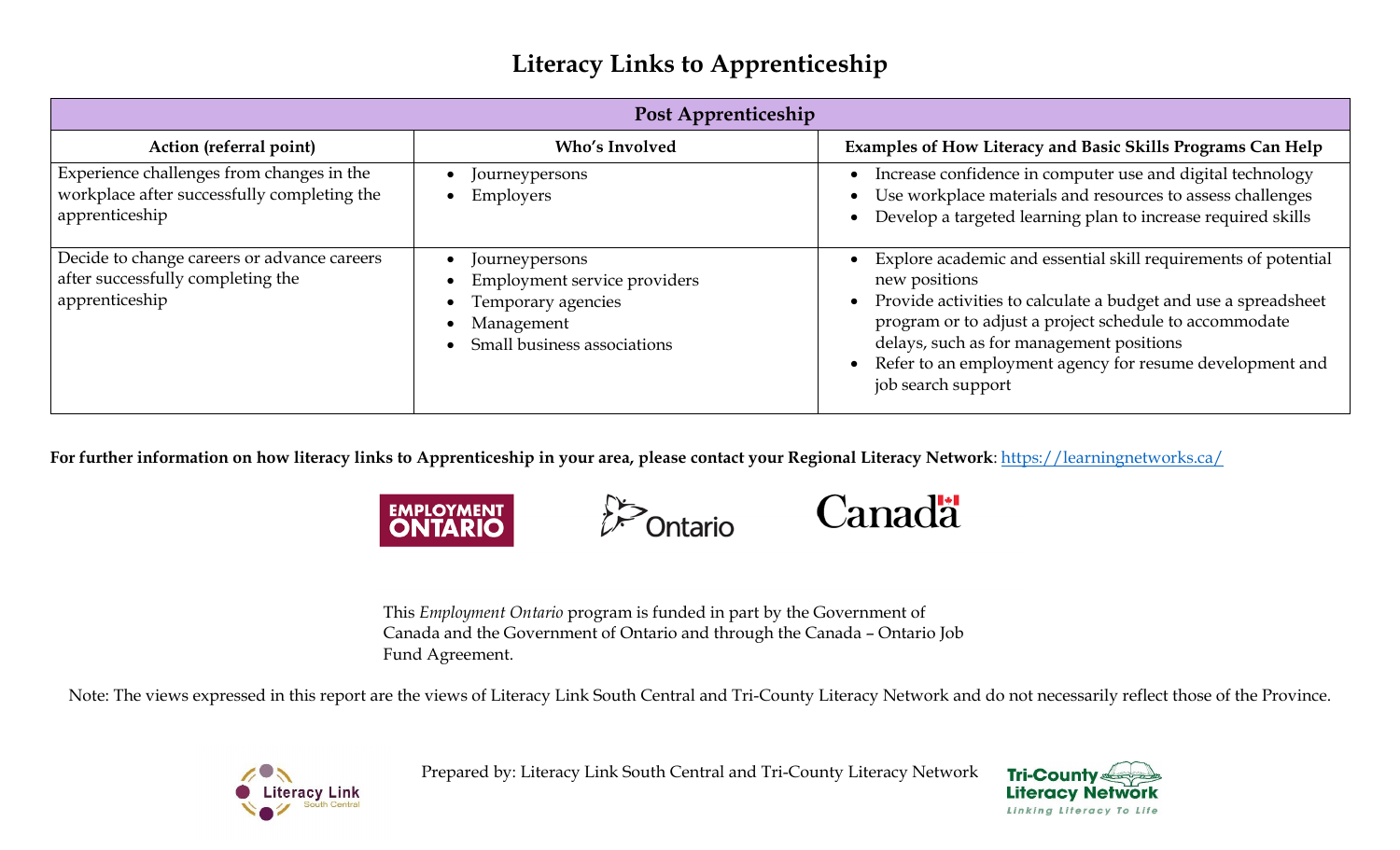# Literacy Links to Apprenticeship

| Post Apprenticeship | | |
|---|---|---|
| **Action (referral point)** | **Who's Involved** | **Examples of How Literacy and Basic Skills Programs Can Help** |
| Experience challenges from changes in the workplace after successfully completing the apprenticeship | • Journeypersons<br>• Employers | • Increase confidence in computer use and digital technology<br>• Use workplace materials and resources to assess challenges<br>• Develop a targeted learning plan to increase required skills |
| Decide to change careers or advance careers after successfully completing the apprenticeship | • Journeypersons<br>• Employment service providers<br>• Temporary agencies<br>• Management<br>• Small business associations | • Explore academic and essential skill requirements of potential new positions<br>• Provide activities to calculate a budget and use a spreadsheet program or to adjust a project schedule to accommodate delays, such as for management positions<br>• Refer to an employment agency for resume development and job search support |

**For further information on how literacy links to Apprenticeship in your area, please contact your Regional Literacy Network**: https://learningnetworks.ca/

EMPLOYMENT ONTARIO

Ontario

Canada

This *Employment Ontario* program is funded in part by the Government of Canada and the Government of Ontario and through the Canada – Ontario Job Fund Agreement.

Note: The views expressed in this report are the views of Literacy Link South Central and Tri-County Literacy Network and do not necessarily reflect those of the Province.

Literacy Link South Central

Prepared by: Literacy Link South Central and Tri-County Literacy Network

Tri-County Literacy Network — Linking Literacy To Life